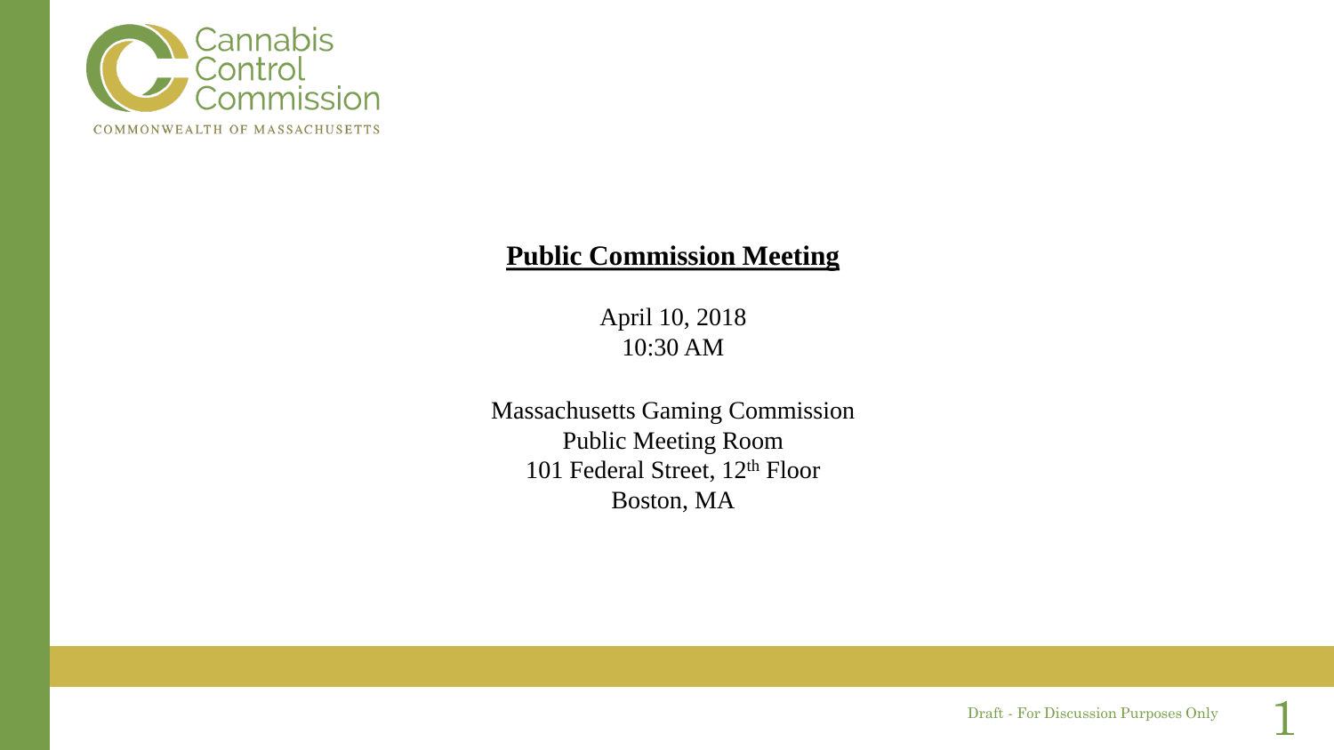Cannabis Control Commission

COMMONWEALTH OF MASSACHUSETTS

# Public Commission Meeting

April 10, 2018
10:30 AM

Massachusetts Gaming Commission
Public Meeting Room
101 Federal Street, 12th Floor
Boston, MA

Draft - For Discussion Purposes Only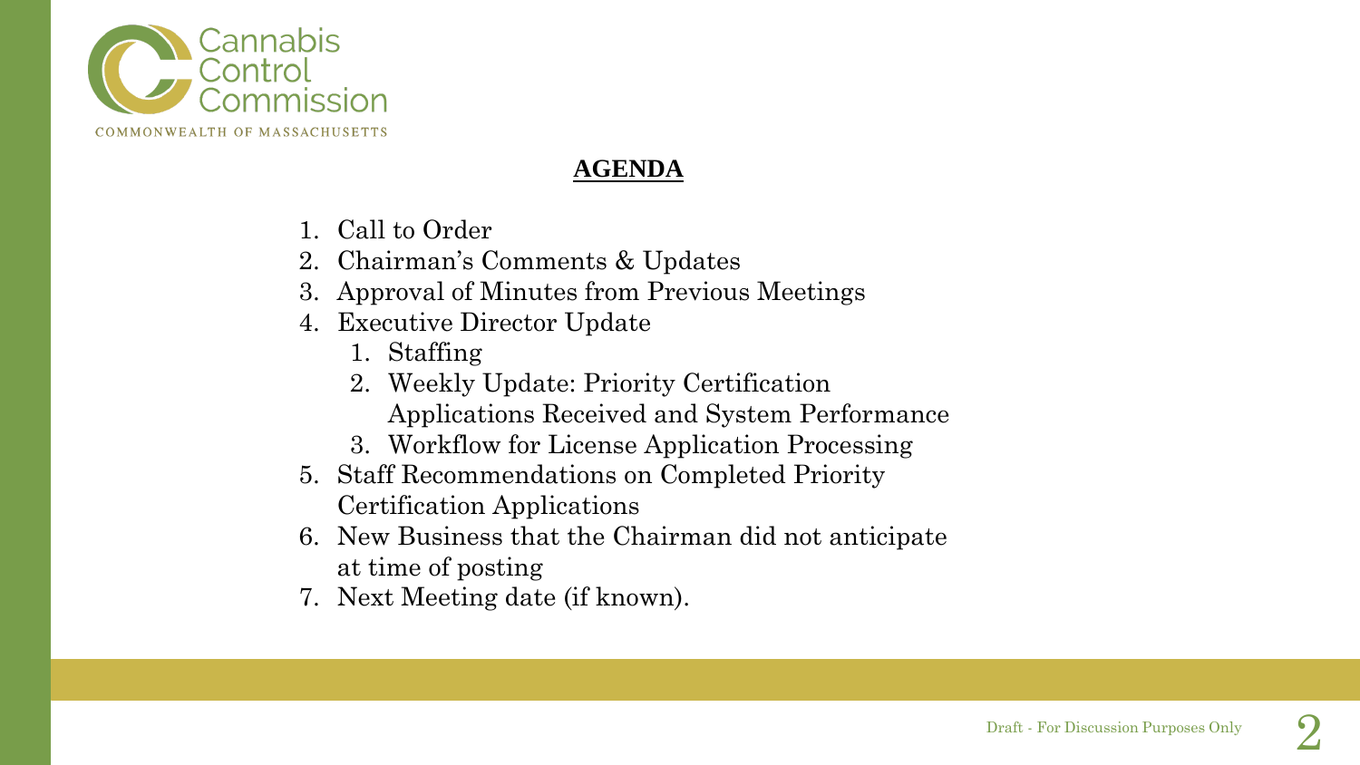# AGENDA

1. Call to Order
2. Chairman's Comments & Updates
3. Approval of Minutes from Previous Meetings
4. Executive Director Update
   1. Staffing
   2. Weekly Update: Priority Certification Applications Received and System Performance
   3. Workflow for License Application Processing
5. Staff Recommendations on Completed Priority Certification Applications
6. New Business that the Chairman did not anticipate at time of posting
7. Next Meeting date (if known).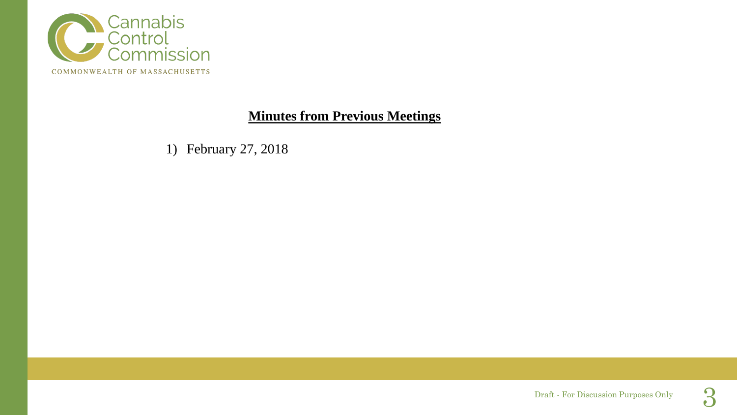## Minutes from Previous Meetings

1) February 27, 2018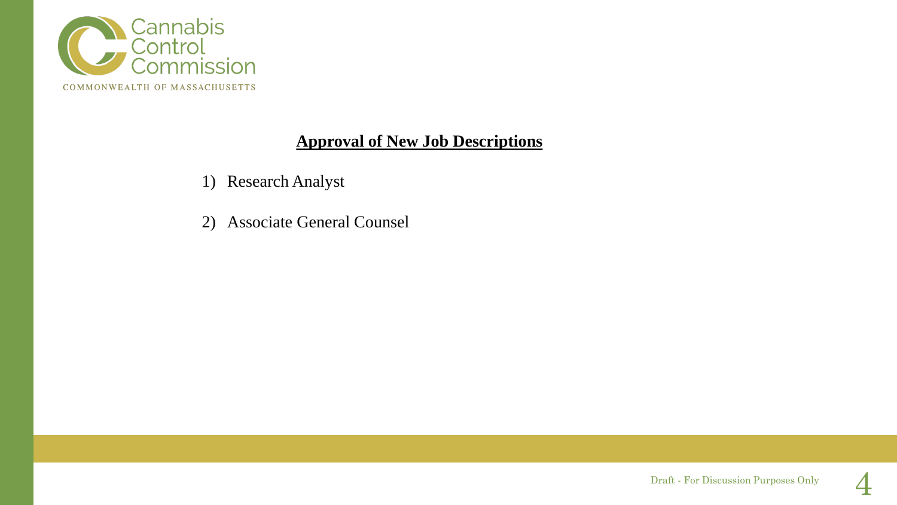## Approval of New Job Descriptions

1) Research Analyst
2) Associate General Counsel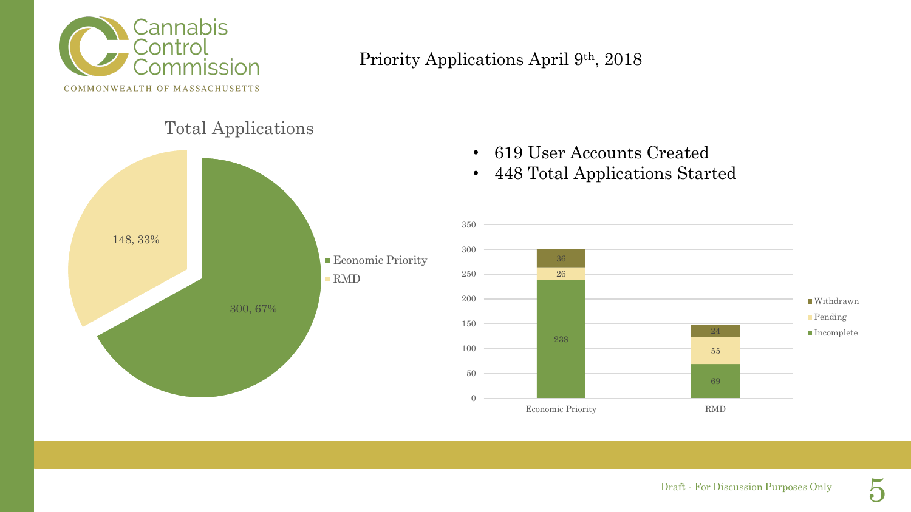# Priority Applications April 9th, 2018

## Total Applications

| Application Type | Count | Percentage |
| --- | --- | --- |
| Economic Priority | 300 | 67% |
| RMD | 148 | 33% |

- 619 User Accounts Created
- 448 Total Applications Started

| Status | Economic Priority | RMD |
| --- | --- | --- |
| Incomplete | 238 | 69 |
| Pending | 26 | 55 |
| Withdrawn | 36 | 24 |

Draft - For Discussion Purposes Only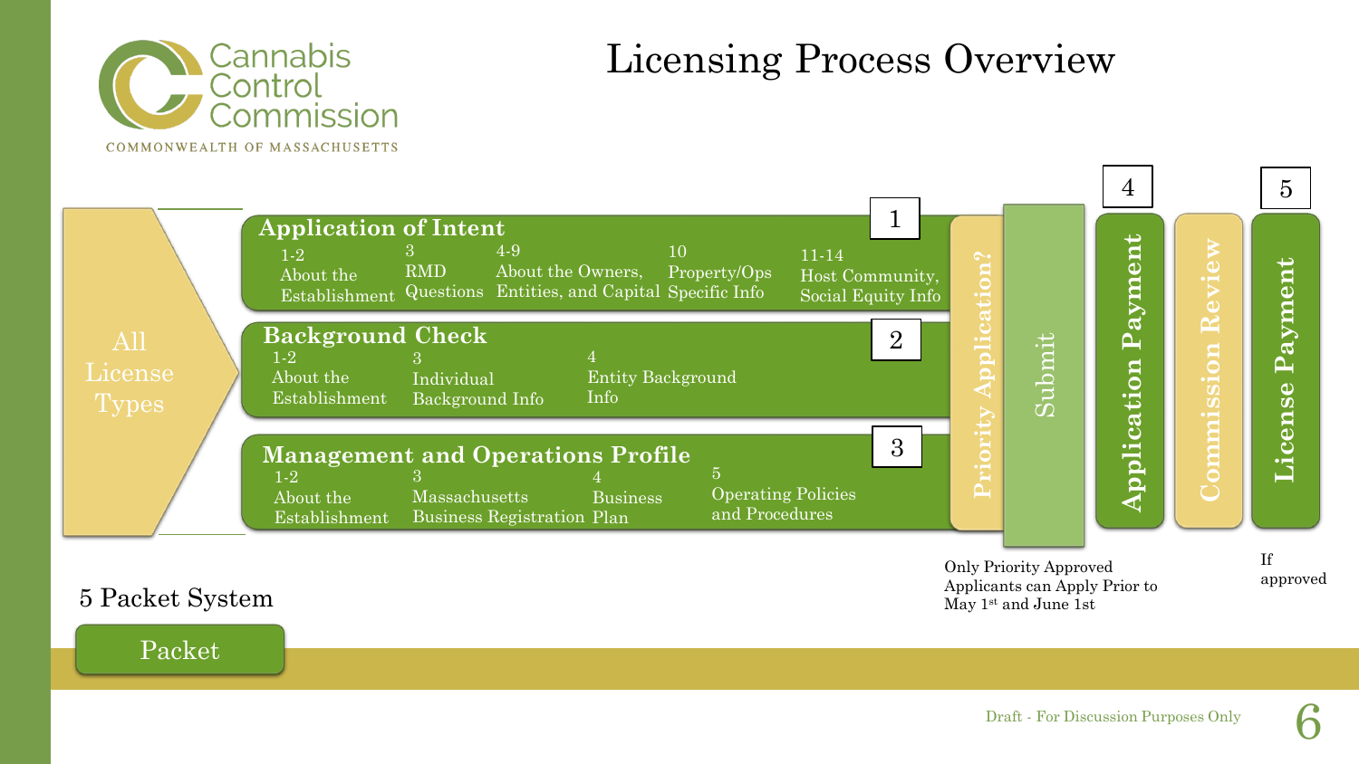# Licensing Process Overview

Cannabis Control Commission
COMMONWEALTH OF MASSACHUSETTS

**All License Types**

## 1. Application of Intent

- 1-2 About the Establishment
- 3 RMD Questions
- 4-9 About the Owners, Entities, and Capital
- 10 Property/Ops Specific Info
- 11-14 Host Community, Social Equity Info

## 2. Background Check

- 1-2 About the Establishment
- 3 Individual Background Info
- 4 Entity Background Info

## 3. Management and Operations Profile

- 1-2 About the Establishment
- 3 Massachusetts Business Registration
- 4 Business Plan
- 5 Operating Policies and Procedures

**Priority Application?** → **Submit** → **4. Application Payment** → **Commission Review** → **5. License Payment**

Only Priority Approved Applicants can Apply Prior to May 1st and June 1st

If approved

5 Packet System

Packet

Draft - For Discussion Purposes Only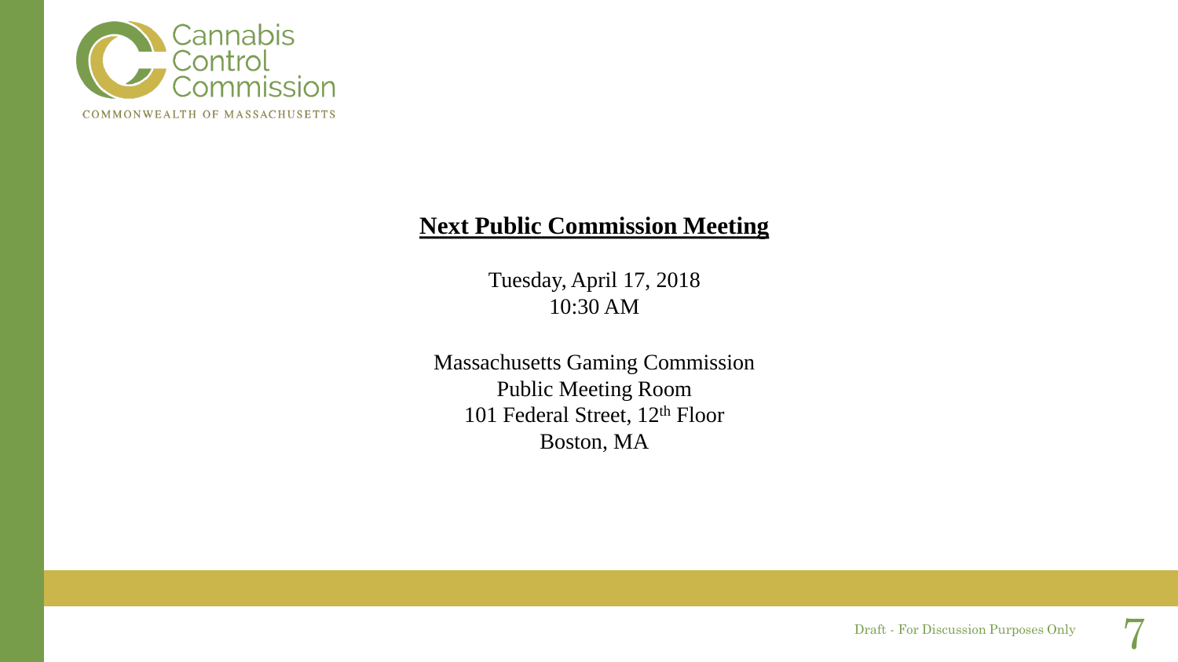**Next Public Commission Meeting**

Tuesday, April 17, 2018
10:30 AM

Massachusetts Gaming Commission
Public Meeting Room
101 Federal Street, 12th Floor
Boston, MA